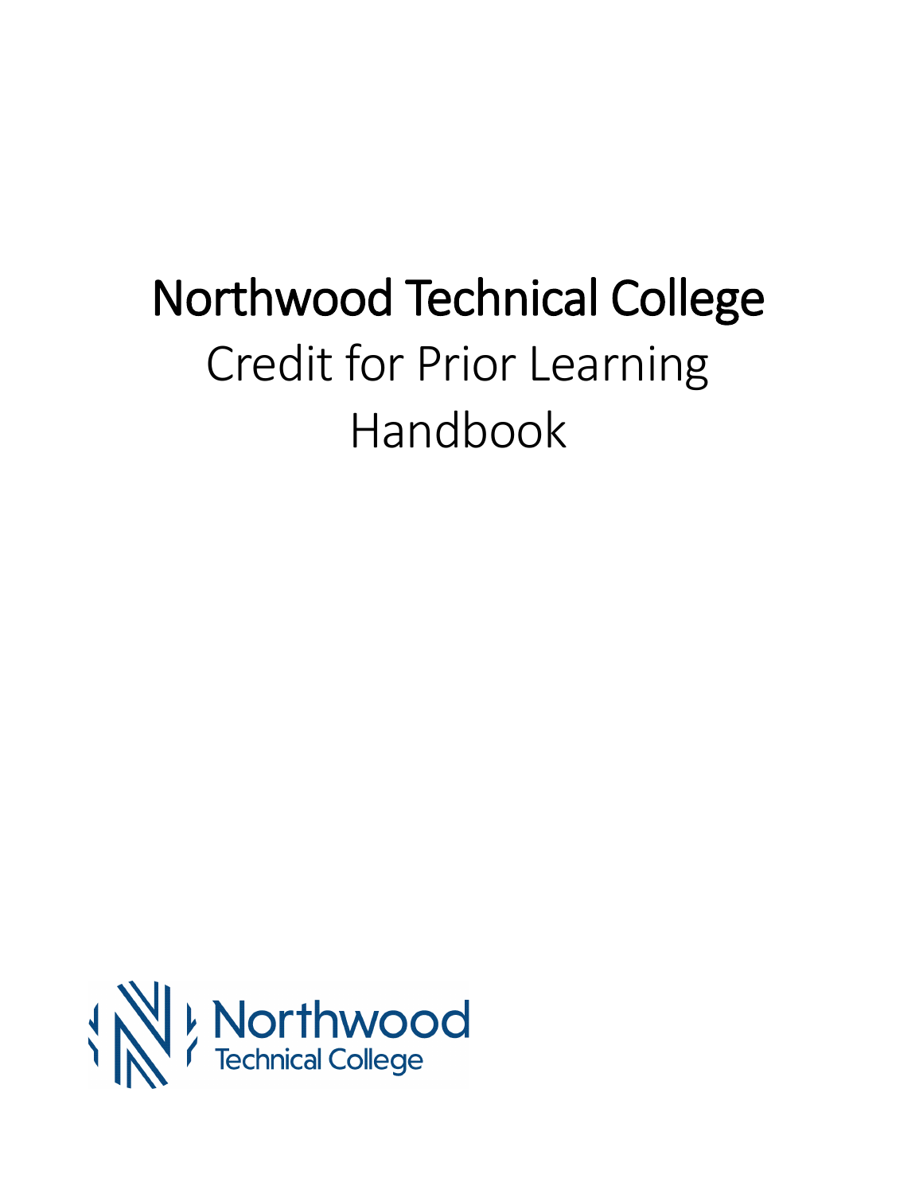# Northwood Technical College

Credit for Prior Learning

Handbook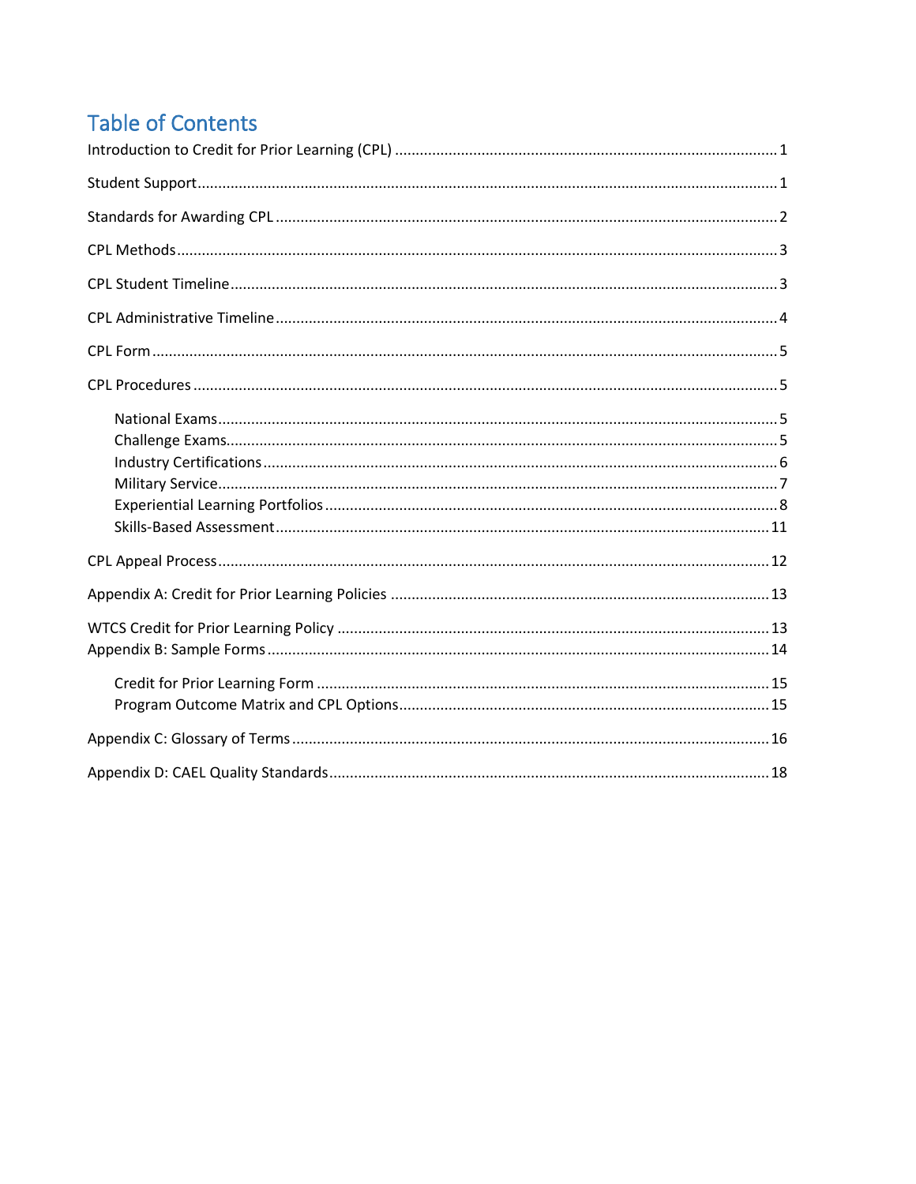# Table of Contents

Introduction to Credit for Prior Learning (CPL) ........ 1

Student Support ........ 1

Standards for Awarding CPL ........ 2

CPL Methods ........ 3

CPL Student Timeline ........ 3

CPL Administrative Timeline ........ 4

CPL Form ........ 5

CPL Procedures ........ 5

- National Exams ........ 5
- Challenge Exams ........ 5
- Industry Certifications ........ 6
- Military Service ........ 7
- Experiential Learning Portfolios ........ 8
- Skills-Based Assessment ........ 11

CPL Appeal Process ........ 12

Appendix A: Credit for Prior Learning Policies ........ 13

WTCS Credit for Prior Learning Policy ........ 13

Appendix B: Sample Forms ........ 14

- Credit for Prior Learning Form ........ 15
- Program Outcome Matrix and CPL Options ........ 15

Appendix C: Glossary of Terms ........ 16

Appendix D: CAEL Quality Standards ........ 18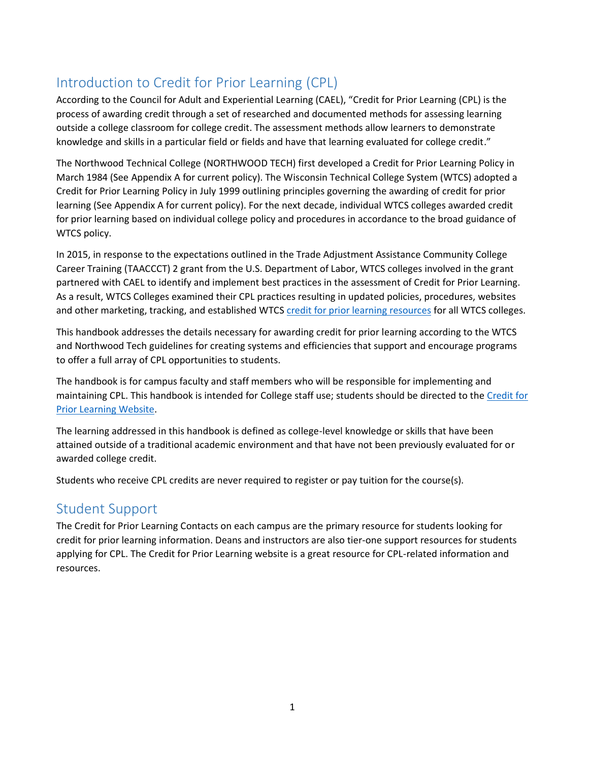## Introduction to Credit for Prior Learning (CPL)

According to the Council for Adult and Experiential Learning (CAEL), "Credit for Prior Learning (CPL) is the process of awarding credit through a set of researched and documented methods for assessing learning outside a college classroom for college credit. The assessment methods allow learners to demonstrate knowledge and skills in a particular field or fields and have that learning evaluated for college credit."

The Northwood Technical College (NORTHWOOD TECH) first developed a Credit for Prior Learning Policy in March 1984 (See Appendix A for current policy). The Wisconsin Technical College System (WTCS) adopted a Credit for Prior Learning Policy in July 1999 outlining principles governing the awarding of credit for prior learning (See Appendix A for current policy). For the next decade, individual WTCS colleges awarded credit for prior learning based on individual college policy and procedures in accordance to the broad guidance of WTCS policy.

In 2015, in response to the expectations outlined in the Trade Adjustment Assistance Community College Career Training (TAACCCT) 2 grant from the U.S. Department of Labor, WTCS colleges involved in the grant partnered with CAEL to identify and implement best practices in the assessment of Credit for Prior Learning. As a result, WTCS Colleges examined their CPL practices resulting in updated policies, procedures, websites and other marketing, tracking, and established WTCS credit for prior learning resources for all WTCS colleges.

This handbook addresses the details necessary for awarding credit for prior learning according to the WTCS and Northwood Tech guidelines for creating systems and efficiencies that support and encourage programs to offer a full array of CPL opportunities to students.

The handbook is for campus faculty and staff members who will be responsible for implementing and maintaining CPL. This handbook is intended for College staff use; students should be directed to the Credit for Prior Learning Website.

The learning addressed in this handbook is defined as college-level knowledge or skills that have been attained outside of a traditional academic environment and that have not been previously evaluated for or awarded college credit.

Students who receive CPL credits are never required to register or pay tuition for the course(s).

## Student Support

The Credit for Prior Learning Contacts on each campus are the primary resource for students looking for credit for prior learning information. Deans and instructors are also tier-one support resources for students applying for CPL. The Credit for Prior Learning website is a great resource for CPL-related information and resources.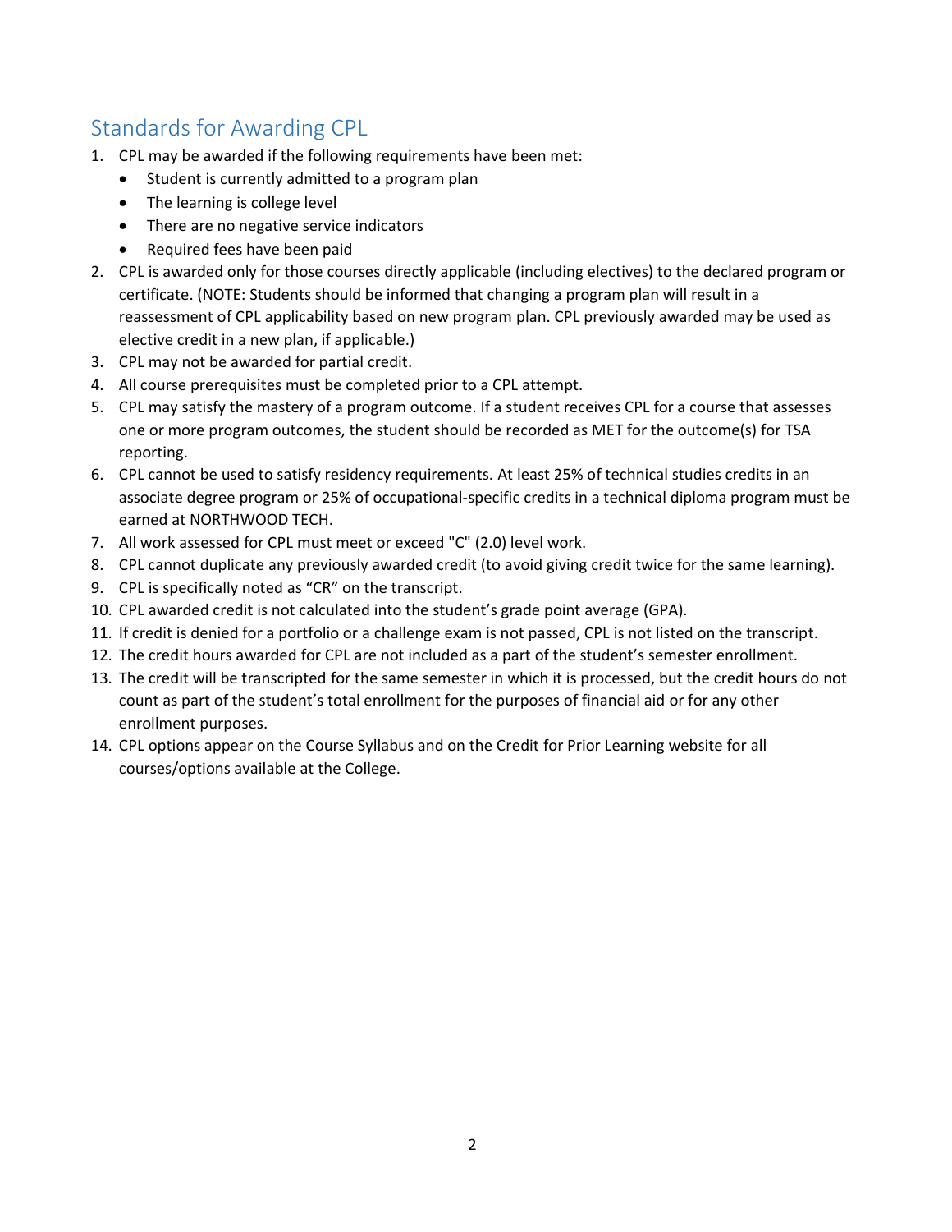## Standards for Awarding CPL

1. CPL may be awarded if the following requirements have been met:
   - Student is currently admitted to a program plan
   - The learning is college level
   - There are no negative service indicators
   - Required fees have been paid
2. CPL is awarded only for those courses directly applicable (including electives) to the declared program or certificate. (NOTE: Students should be informed that changing a program plan will result in a reassessment of CPL applicability based on new program plan. CPL previously awarded may be used as elective credit in a new plan, if applicable.)
3. CPL may not be awarded for partial credit.
4. All course prerequisites must be completed prior to a CPL attempt.
5. CPL may satisfy the mastery of a program outcome. If a student receives CPL for a course that assesses one or more program outcomes, the student should be recorded as MET for the outcome(s) for TSA reporting.
6. CPL cannot be used to satisfy residency requirements. At least 25% of technical studies credits in an associate degree program or 25% of occupational-specific credits in a technical diploma program must be earned at NORTHWOOD TECH.
7. All work assessed for CPL must meet or exceed "C" (2.0) level work.
8. CPL cannot duplicate any previously awarded credit (to avoid giving credit twice for the same learning).
9. CPL is specifically noted as "CR" on the transcript.
10. CPL awarded credit is not calculated into the student's grade point average (GPA).
11. If credit is denied for a portfolio or a challenge exam is not passed, CPL is not listed on the transcript.
12. The credit hours awarded for CPL are not included as a part of the student's semester enrollment.
13. The credit will be transcripted for the same semester in which it is processed, but the credit hours do not count as part of the student's total enrollment for the purposes of financial aid or for any other enrollment purposes.
14. CPL options appear on the Course Syllabus and on the Credit for Prior Learning website for all courses/options available at the College.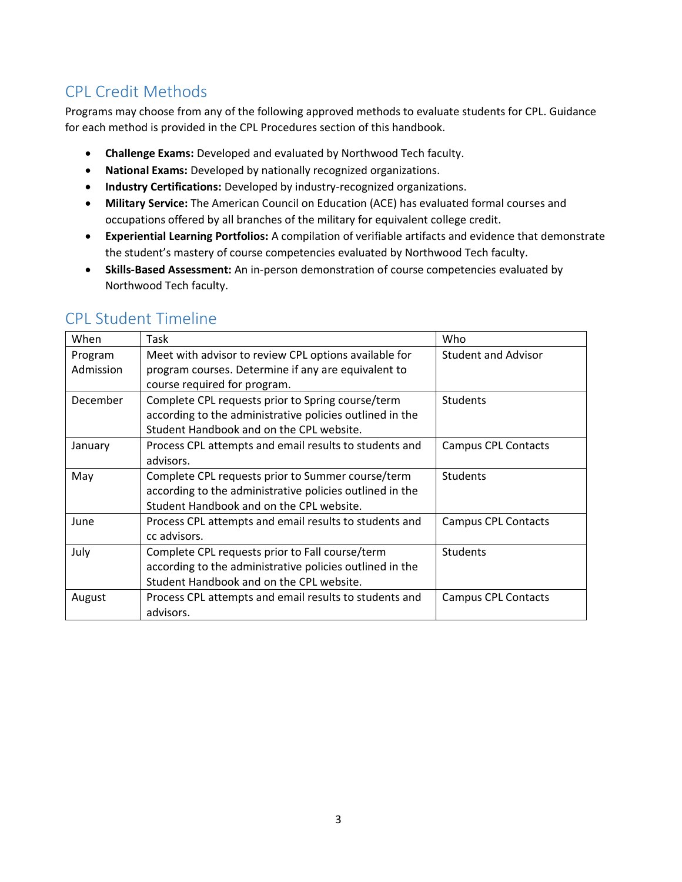## CPL Credit Methods

Programs may choose from any of the following approved methods to evaluate students for CPL. Guidance for each method is provided in the CPL Procedures section of this handbook.

- **Challenge Exams:** Developed and evaluated by Northwood Tech faculty.
- **National Exams:** Developed by nationally recognized organizations.
- **Industry Certifications:** Developed by industry-recognized organizations.
- **Military Service:** The American Council on Education (ACE) has evaluated formal courses and occupations offered by all branches of the military for equivalent college credit.
- **Experiential Learning Portfolios:** A compilation of verifiable artifacts and evidence that demonstrate the student's mastery of course competencies evaluated by Northwood Tech faculty.
- **Skills-Based Assessment:** An in-person demonstration of course competencies evaluated by Northwood Tech faculty.

## CPL Student Timeline

| When | Task | Who |
| --- | --- | --- |
| Program Admission | Meet with advisor to review CPL options available for program courses. Determine if any are equivalent to course required for program. | Student and Advisor |
| December | Complete CPL requests prior to Spring course/term according to the administrative policies outlined in the Student Handbook and on the CPL website. | Students |
| January | Process CPL attempts and email results to students and advisors. | Campus CPL Contacts |
| May | Complete CPL requests prior to Summer course/term according to the administrative policies outlined in the Student Handbook and on the CPL website. | Students |
| June | Process CPL attempts and email results to students and cc advisors. | Campus CPL Contacts |
| July | Complete CPL requests prior to Fall course/term according to the administrative policies outlined in the Student Handbook and on the CPL website. | Students |
| August | Process CPL attempts and email results to students and advisors. | Campus CPL Contacts |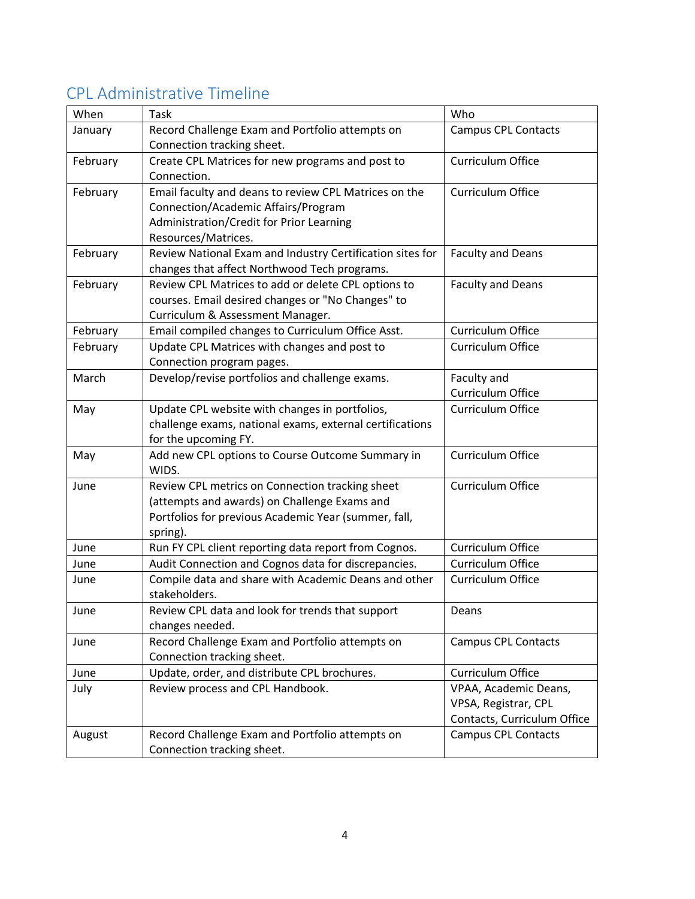## CPL Administrative Timeline

| When | Task | Who |
|---|---|---|
| January | Record Challenge Exam and Portfolio attempts on Connection tracking sheet. | Campus CPL Contacts |
| February | Create CPL Matrices for new programs and post to Connection. | Curriculum Office |
| February | Email faculty and deans to review CPL Matrices on the Connection/Academic Affairs/Program Administration/Credit for Prior Learning Resources/Matrices. | Curriculum Office |
| February | Review National Exam and Industry Certification sites for changes that affect Northwood Tech programs. | Faculty and Deans |
| February | Review CPL Matrices to add or delete CPL options to courses. Email desired changes or "No Changes" to Curriculum & Assessment Manager. | Faculty and Deans |
| February | Email compiled changes to Curriculum Office Asst. | Curriculum Office |
| February | Update CPL Matrices with changes and post to Connection program pages. | Curriculum Office |
| March | Develop/revise portfolios and challenge exams. | Faculty and Curriculum Office |
| May | Update CPL website with changes in portfolios, challenge exams, national exams, external certifications for the upcoming FY. | Curriculum Office |
| May | Add new CPL options to Course Outcome Summary in WIDS. | Curriculum Office |
| June | Review CPL metrics on Connection tracking sheet (attempts and awards) on Challenge Exams and Portfolios for previous Academic Year (summer, fall, spring). | Curriculum Office |
| June | Run FY CPL client reporting data report from Cognos. | Curriculum Office |
| June | Audit Connection and Cognos data for discrepancies. | Curriculum Office |
| June | Compile data and share with Academic Deans and other stakeholders. | Curriculum Office |
| June | Review CPL data and look for trends that support changes needed. | Deans |
| June | Record Challenge Exam and Portfolio attempts on Connection tracking sheet. | Campus CPL Contacts |
| June | Update, order, and distribute CPL brochures. | Curriculum Office |
| July | Review process and CPL Handbook. | VPAA, Academic Deans, VPSA, Registrar, CPL Contacts, Curriculum Office |
| August | Record Challenge Exam and Portfolio attempts on Connection tracking sheet. | Campus CPL Contacts |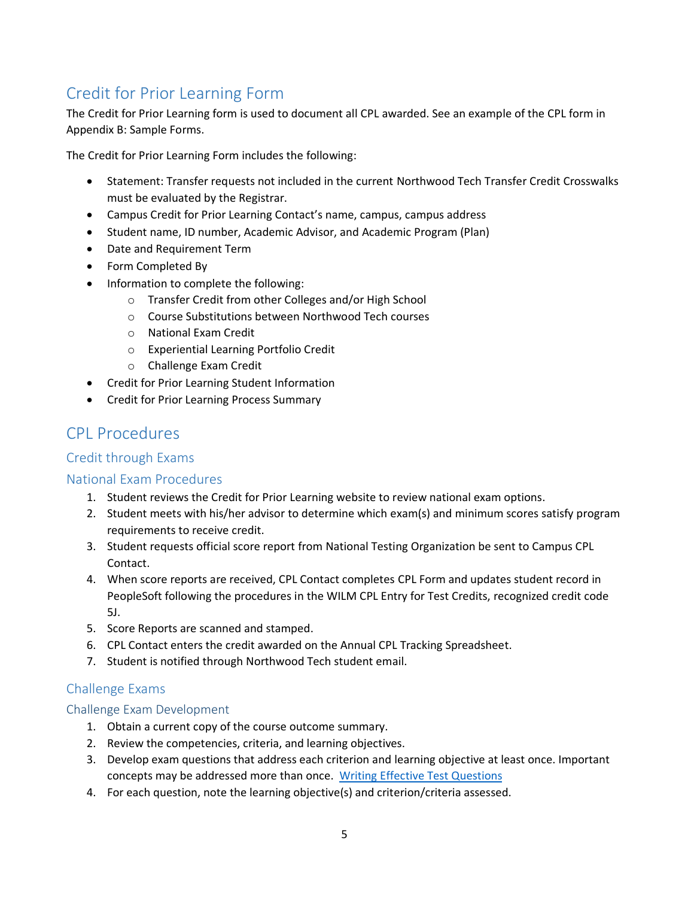## Credit for Prior Learning Form

The Credit for Prior Learning form is used to document all CPL awarded. See an example of the CPL form in Appendix B: Sample Forms.

The Credit for Prior Learning Form includes the following:

- Statement: Transfer requests not included in the current Northwood Tech Transfer Credit Crosswalks must be evaluated by the Registrar.
- Campus Credit for Prior Learning Contact's name, campus, campus address
- Student name, ID number, Academic Advisor, and Academic Program (Plan)
- Date and Requirement Term
- Form Completed By
- Information to complete the following:
    - Transfer Credit from other Colleges and/or High School
    - Course Substitutions between Northwood Tech courses
    - National Exam Credit
    - Experiential Learning Portfolio Credit
    - Challenge Exam Credit
- Credit for Prior Learning Student Information
- Credit for Prior Learning Process Summary

## CPL Procedures

### Credit through Exams

### National Exam Procedures

1. Student reviews the Credit for Prior Learning website to review national exam options.
2. Student meets with his/her advisor to determine which exam(s) and minimum scores satisfy program requirements to receive credit.
3. Student requests official score report from National Testing Organization be sent to Campus CPL Contact.
4. When score reports are received, CPL Contact completes CPL Form and updates student record in PeopleSoft following the procedures in the WILM CPL Entry for Test Credits, recognized credit code 5J.
5. Score Reports are scanned and stamped.
6. CPL Contact enters the credit awarded on the Annual CPL Tracking Spreadsheet.
7. Student is notified through Northwood Tech student email.

### Challenge Exams

### Challenge Exam Development

1. Obtain a current copy of the course outcome summary.
2. Review the competencies, criteria, and learning objectives.
3. Develop exam questions that address each criterion and learning objective at least once. Important concepts may be addressed more than once. [Writing Effective Test Questions]
4. For each question, note the learning objective(s) and criterion/criteria assessed.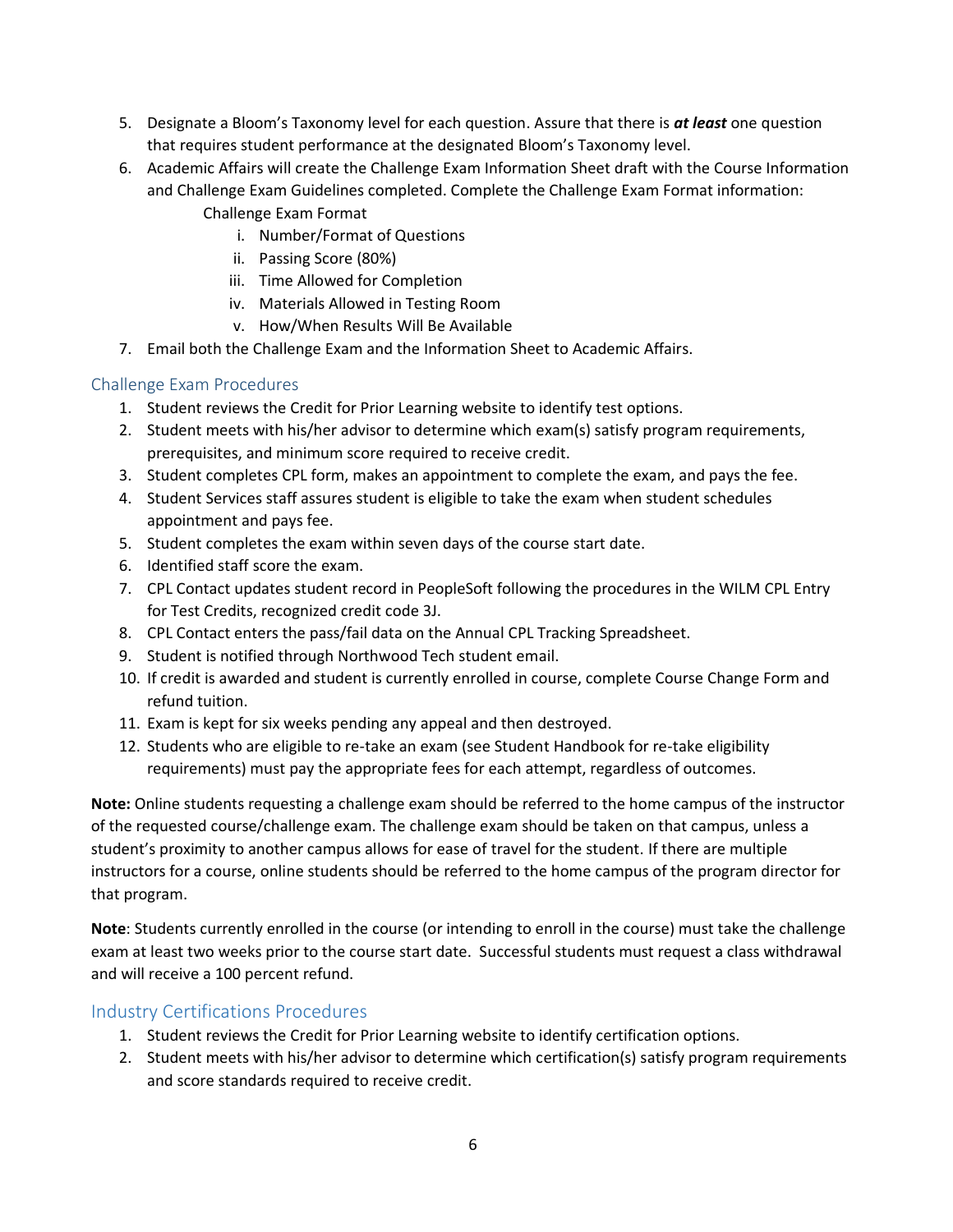5. Designate a Bloom's Taxonomy level for each question. Assure that there is ***at least*** one question that requires student performance at the designated Bloom's Taxonomy level.
6. Academic Affairs will create the Challenge Exam Information Sheet draft with the Course Information and Challenge Exam Guidelines completed. Complete the Challenge Exam Format information:

   Challenge Exam Format

   i. Number/Format of Questions
   ii. Passing Score (80%)
   iii. Time Allowed for Completion
   iv. Materials Allowed in Testing Room
   v. How/When Results Will Be Available
7. Email both the Challenge Exam and the Information Sheet to Academic Affairs.

## Challenge Exam Procedures

1. Student reviews the Credit for Prior Learning website to identify test options.
2. Student meets with his/her advisor to determine which exam(s) satisfy program requirements, prerequisites, and minimum score required to receive credit.
3. Student completes CPL form, makes an appointment to complete the exam, and pays the fee.
4. Student Services staff assures student is eligible to take the exam when student schedules appointment and pays fee.
5. Student completes the exam within seven days of the course start date.
6. Identified staff score the exam.
7. CPL Contact updates student record in PeopleSoft following the procedures in the WILM CPL Entry for Test Credits, recognized credit code 3J.
8. CPL Contact enters the pass/fail data on the Annual CPL Tracking Spreadsheet.
9. Student is notified through Northwood Tech student email.
10. If credit is awarded and student is currently enrolled in course, complete Course Change Form and refund tuition.
11. Exam is kept for six weeks pending any appeal and then destroyed.
12. Students who are eligible to re-take an exam (see Student Handbook for re-take eligibility requirements) must pay the appropriate fees for each attempt, regardless of outcomes.

**Note:** Online students requesting a challenge exam should be referred to the home campus of the instructor of the requested course/challenge exam. The challenge exam should be taken on that campus, unless a student's proximity to another campus allows for ease of travel for the student. If there are multiple instructors for a course, online students should be referred to the home campus of the program director for that program.

**Note**: Students currently enrolled in the course (or intending to enroll in the course) must take the challenge exam at least two weeks prior to the course start date. Successful students must request a class withdrawal and will receive a 100 percent refund.

## Industry Certifications Procedures

1. Student reviews the Credit for Prior Learning website to identify certification options.
2. Student meets with his/her advisor to determine which certification(s) satisfy program requirements and score standards required to receive credit.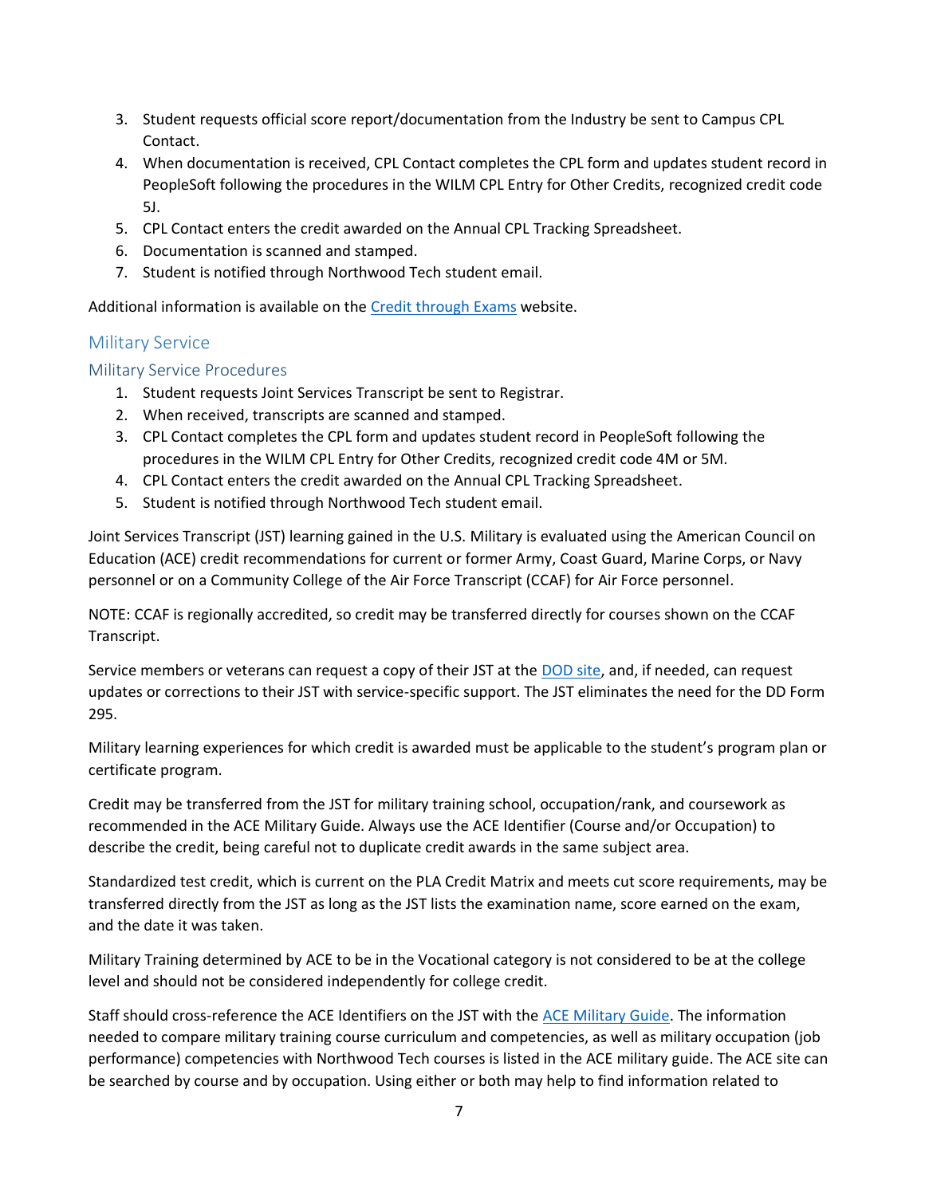3. Student requests official score report/documentation from the Industry be sent to Campus CPL Contact.
4. When documentation is received, CPL Contact completes the CPL form and updates student record in PeopleSoft following the procedures in the WILM CPL Entry for Other Credits, recognized credit code 5J.
5. CPL Contact enters the credit awarded on the Annual CPL Tracking Spreadsheet.
6. Documentation is scanned and stamped.
7. Student is notified through Northwood Tech student email.

Additional information is available on the [Credit through Exams](#) website.

## Military Service

### Military Service Procedures

1. Student requests Joint Services Transcript be sent to Registrar.
2. When received, transcripts are scanned and stamped.
3. CPL Contact completes the CPL form and updates student record in PeopleSoft following the procedures in the WILM CPL Entry for Other Credits, recognized credit code 4M or 5M.
4. CPL Contact enters the credit awarded on the Annual CPL Tracking Spreadsheet.
5. Student is notified through Northwood Tech student email.

Joint Services Transcript (JST) learning gained in the U.S. Military is evaluated using the American Council on Education (ACE) credit recommendations for current or former Army, Coast Guard, Marine Corps, or Navy personnel or on a Community College of the Air Force Transcript (CCAF) for Air Force personnel.

NOTE: CCAF is regionally accredited, so credit may be transferred directly for courses shown on the CCAF Transcript.

Service members or veterans can request a copy of their JST at the [DOD site](#), and, if needed, can request updates or corrections to their JST with service-specific support. The JST eliminates the need for the DD Form 295.

Military learning experiences for which credit is awarded must be applicable to the student's program plan or certificate program.

Credit may be transferred from the JST for military training school, occupation/rank, and coursework as recommended in the ACE Military Guide. Always use the ACE Identifier (Course and/or Occupation) to describe the credit, being careful not to duplicate credit awards in the same subject area.

Standardized test credit, which is current on the PLA Credit Matrix and meets cut score requirements, may be transferred directly from the JST as long as the JST lists the examination name, score earned on the exam, and the date it was taken.

Military Training determined by ACE to be in the Vocational category is not considered to be at the college level and should not be considered independently for college credit.

Staff should cross-reference the ACE Identifiers on the JST with the [ACE Military Guide](#). The information needed to compare military training course curriculum and competencies, as well as military occupation (job performance) competencies with Northwood Tech courses is listed in the ACE military guide. The ACE site can be searched by course and by occupation. Using either or both may help to find information related to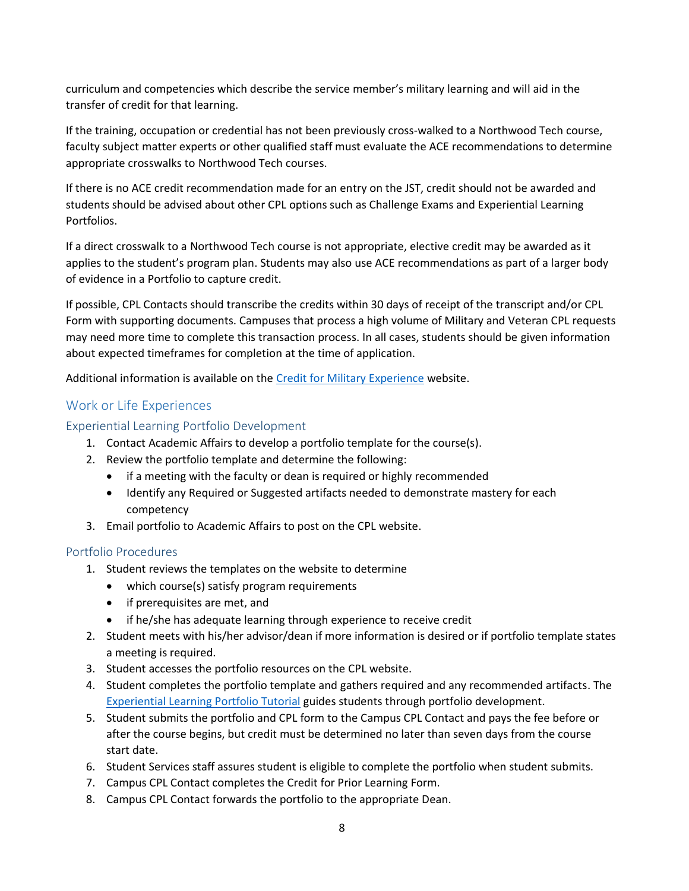curriculum and competencies which describe the service member's military learning and will aid in the transfer of credit for that learning.

If the training, occupation or credential has not been previously cross-walked to a Northwood Tech course, faculty subject matter experts or other qualified staff must evaluate the ACE recommendations to determine appropriate crosswalks to Northwood Tech courses.

If there is no ACE credit recommendation made for an entry on the JST, credit should not be awarded and students should be advised about other CPL options such as Challenge Exams and Experiential Learning Portfolios.

If a direct crosswalk to a Northwood Tech course is not appropriate, elective credit may be awarded as it applies to the student's program plan. Students may also use ACE recommendations as part of a larger body of evidence in a Portfolio to capture credit.

If possible, CPL Contacts should transcribe the credits within 30 days of receipt of the transcript and/or CPL Form with supporting documents. Campuses that process a high volume of Military and Veteran CPL requests may need more time to complete this transaction process. In all cases, students should be given information about expected timeframes for completion at the time of application.

Additional information is available on the [Credit for Military Experience](#) website.

## Work or Life Experiences

### Experiential Learning Portfolio Development

1. Contact Academic Affairs to develop a portfolio template for the course(s).
2. Review the portfolio template and determine the following:
   - if a meeting with the faculty or dean is required or highly recommended
   - Identify any Required or Suggested artifacts needed to demonstrate mastery for each competency
3. Email portfolio to Academic Affairs to post on the CPL website.

### Portfolio Procedures

1. Student reviews the templates on the website to determine
   - which course(s) satisfy program requirements
   - if prerequisites are met, and
   - if he/she has adequate learning through experience to receive credit
2. Student meets with his/her advisor/dean if more information is desired or if portfolio template states a meeting is required.
3. Student accesses the portfolio resources on the CPL website.
4. Student completes the portfolio template and gathers required and any recommended artifacts. The [Experiential Learning Portfolio Tutorial](#) guides students through portfolio development.
5. Student submits the portfolio and CPL form to the Campus CPL Contact and pays the fee before or after the course begins, but credit must be determined no later than seven days from the course start date.
6. Student Services staff assures student is eligible to complete the portfolio when student submits.
7. Campus CPL Contact completes the Credit for Prior Learning Form.
8. Campus CPL Contact forwards the portfolio to the appropriate Dean.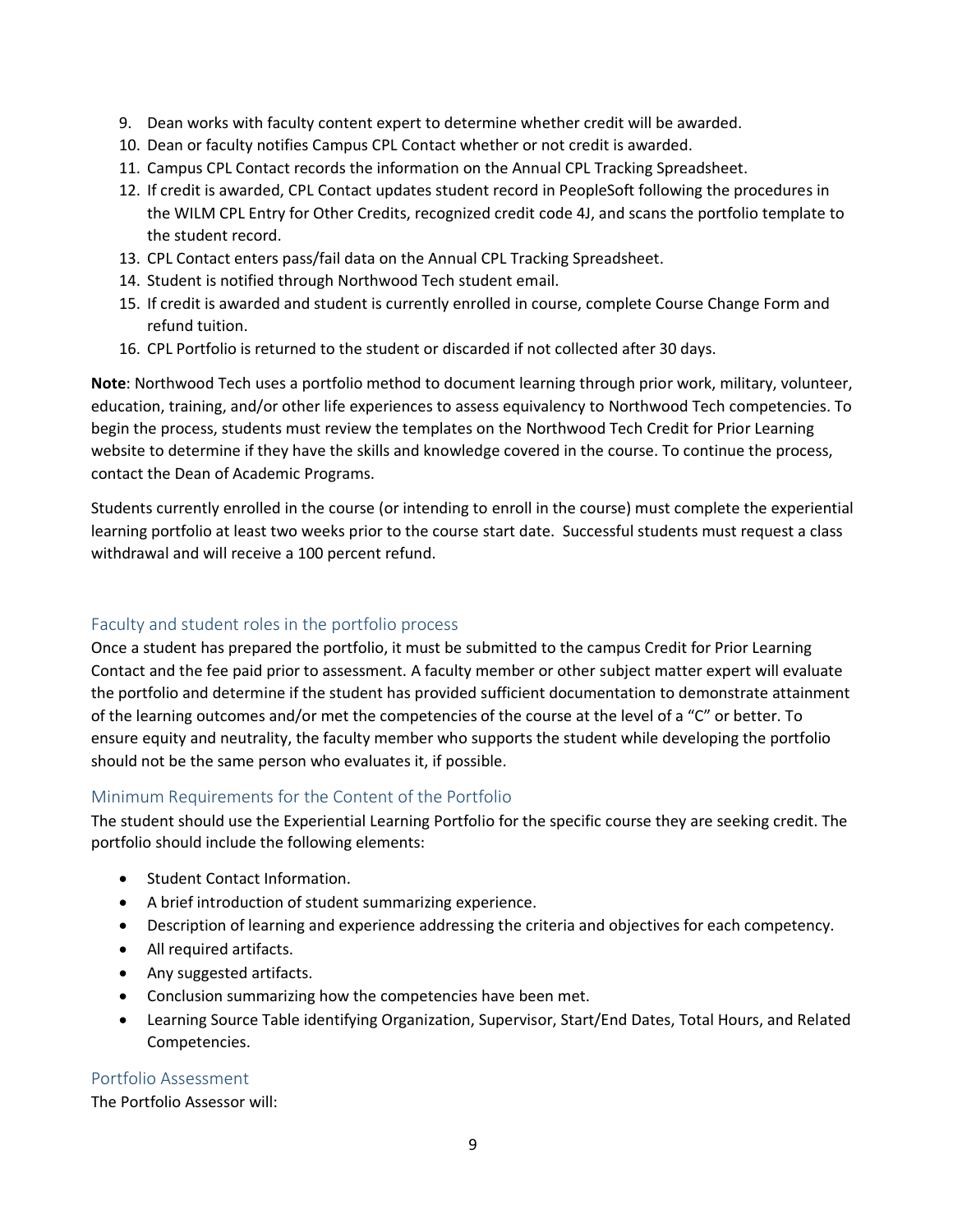9. Dean works with faculty content expert to determine whether credit will be awarded.
10. Dean or faculty notifies Campus CPL Contact whether or not credit is awarded.
11. Campus CPL Contact records the information on the Annual CPL Tracking Spreadsheet.
12. If credit is awarded, CPL Contact updates student record in PeopleSoft following the procedures in the WILM CPL Entry for Other Credits, recognized credit code 4J, and scans the portfolio template to the student record.
13. CPL Contact enters pass/fail data on the Annual CPL Tracking Spreadsheet.
14. Student is notified through Northwood Tech student email.
15. If credit is awarded and student is currently enrolled in course, complete Course Change Form and refund tuition.
16. CPL Portfolio is returned to the student or discarded if not collected after 30 days.

**Note**: Northwood Tech uses a portfolio method to document learning through prior work, military, volunteer, education, training, and/or other life experiences to assess equivalency to Northwood Tech competencies. To begin the process, students must review the templates on the Northwood Tech Credit for Prior Learning website to determine if they have the skills and knowledge covered in the course. To continue the process, contact the Dean of Academic Programs.

Students currently enrolled in the course (or intending to enroll in the course) must complete the experiential learning portfolio at least two weeks prior to the course start date. Successful students must request a class withdrawal and will receive a 100 percent refund.

## Faculty and student roles in the portfolio process

Once a student has prepared the portfolio, it must be submitted to the campus Credit for Prior Learning Contact and the fee paid prior to assessment. A faculty member or other subject matter expert will evaluate the portfolio and determine if the student has provided sufficient documentation to demonstrate attainment of the learning outcomes and/or met the competencies of the course at the level of a "C" or better. To ensure equity and neutrality, the faculty member who supports the student while developing the portfolio should not be the same person who evaluates it, if possible.

## Minimum Requirements for the Content of the Portfolio

The student should use the Experiential Learning Portfolio for the specific course they are seeking credit. The portfolio should include the following elements:

- Student Contact Information.
- A brief introduction of student summarizing experience.
- Description of learning and experience addressing the criteria and objectives for each competency.
- All required artifacts.
- Any suggested artifacts.
- Conclusion summarizing how the competencies have been met.
- Learning Source Table identifying Organization, Supervisor, Start/End Dates, Total Hours, and Related Competencies.

## Portfolio Assessment

The Portfolio Assessor will: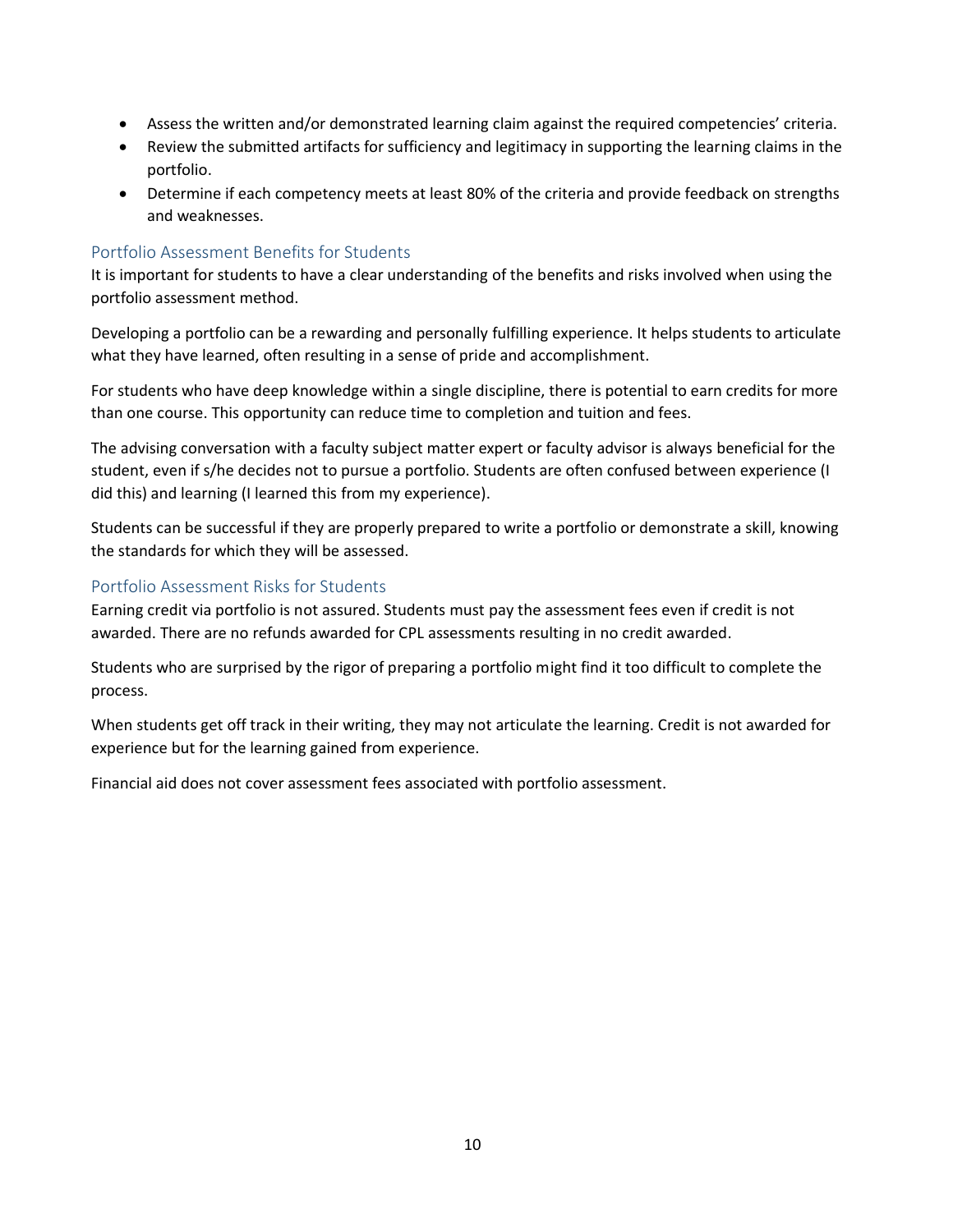- Assess the written and/or demonstrated learning claim against the required competencies' criteria.
- Review the submitted artifacts for sufficiency and legitimacy in supporting the learning claims in the portfolio.
- Determine if each competency meets at least 80% of the criteria and provide feedback on strengths and weaknesses.

### Portfolio Assessment Benefits for Students

It is important for students to have a clear understanding of the benefits and risks involved when using the portfolio assessment method.

Developing a portfolio can be a rewarding and personally fulfilling experience. It helps students to articulate what they have learned, often resulting in a sense of pride and accomplishment.

For students who have deep knowledge within a single discipline, there is potential to earn credits for more than one course. This opportunity can reduce time to completion and tuition and fees.

The advising conversation with a faculty subject matter expert or faculty advisor is always beneficial for the student, even if s/he decides not to pursue a portfolio. Students are often confused between experience (I did this) and learning (I learned this from my experience).

Students can be successful if they are properly prepared to write a portfolio or demonstrate a skill, knowing the standards for which they will be assessed.

### Portfolio Assessment Risks for Students

Earning credit via portfolio is not assured. Students must pay the assessment fees even if credit is not awarded. There are no refunds awarded for CPL assessments resulting in no credit awarded.

Students who are surprised by the rigor of preparing a portfolio might find it too difficult to complete the process.

When students get off track in their writing, they may not articulate the learning. Credit is not awarded for experience but for the learning gained from experience.

Financial aid does not cover assessment fees associated with portfolio assessment.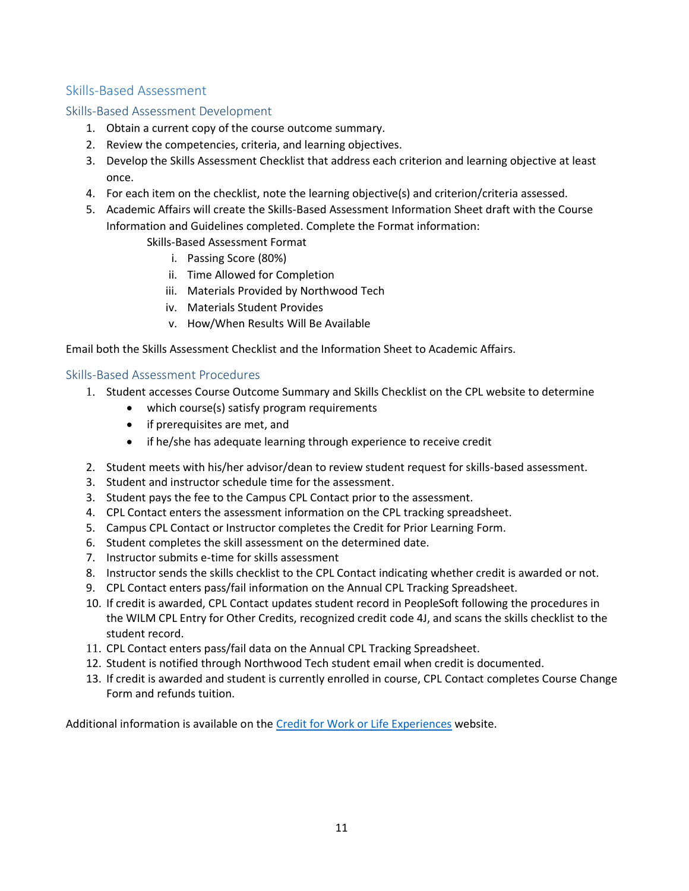## Skills-Based Assessment

### Skills-Based Assessment Development

1. Obtain a current copy of the course outcome summary.
2. Review the competencies, criteria, and learning objectives.
3. Develop the Skills Assessment Checklist that address each criterion and learning objective at least once.
4. For each item on the checklist, note the learning objective(s) and criterion/criteria assessed.
5. Academic Affairs will create the Skills-Based Assessment Information Sheet draft with the Course Information and Guidelines completed. Complete the Format information:

   Skills-Based Assessment Format

   i. Passing Score (80%)
   ii. Time Allowed for Completion
   iii. Materials Provided by Northwood Tech
   iv. Materials Student Provides
   v. How/When Results Will Be Available

Email both the Skills Assessment Checklist and the Information Sheet to Academic Affairs.

### Skills-Based Assessment Procedures

1. Student accesses Course Outcome Summary and Skills Checklist on the CPL website to determine
   - which course(s) satisfy program requirements
   - if prerequisites are met, and
   - if he/she has adequate learning through experience to receive credit
2. Student meets with his/her advisor/dean to review student request for skills-based assessment.
3. Student and instructor schedule time for the assessment.
3. Student pays the fee to the Campus CPL Contact prior to the assessment.
4. CPL Contact enters the assessment information on the CPL tracking spreadsheet.
5. Campus CPL Contact or Instructor completes the Credit for Prior Learning Form.
6. Student completes the skill assessment on the determined date.
7. Instructor submits e-time for skills assessment
8. Instructor sends the skills checklist to the CPL Contact indicating whether credit is awarded or not.
9. CPL Contact enters pass/fail information on the Annual CPL Tracking Spreadsheet.
10. If credit is awarded, CPL Contact updates student record in PeopleSoft following the procedures in the WILM CPL Entry for Other Credits, recognized credit code 4J, and scans the skills checklist to the student record.
11. CPL Contact enters pass/fail data on the Annual CPL Tracking Spreadsheet.
12. Student is notified through Northwood Tech student email when credit is documented.
13. If credit is awarded and student is currently enrolled in course, CPL Contact completes Course Change Form and refunds tuition.

Additional information is available on the [Credit for Work or Life Experiences](#) website.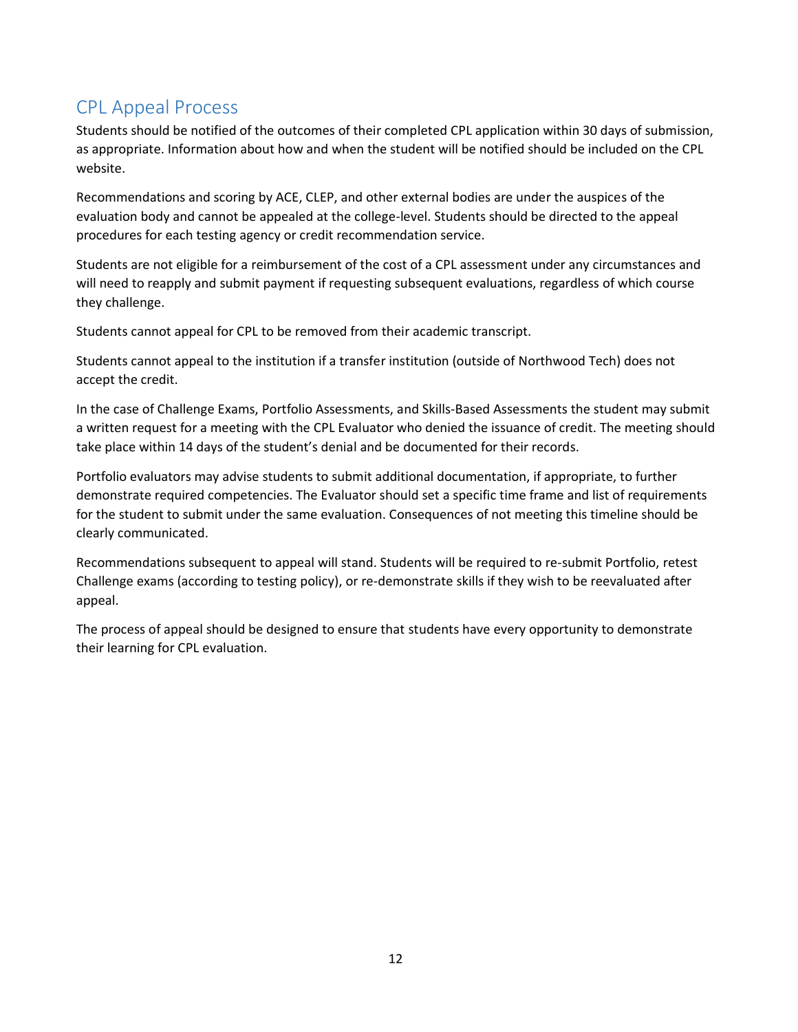## CPL Appeal Process

Students should be notified of the outcomes of their completed CPL application within 30 days of submission, as appropriate. Information about how and when the student will be notified should be included on the CPL website.

Recommendations and scoring by ACE, CLEP, and other external bodies are under the auspices of the evaluation body and cannot be appealed at the college-level. Students should be directed to the appeal procedures for each testing agency or credit recommendation service.

Students are not eligible for a reimbursement of the cost of a CPL assessment under any circumstances and will need to reapply and submit payment if requesting subsequent evaluations, regardless of which course they challenge.

Students cannot appeal for CPL to be removed from their academic transcript.

Students cannot appeal to the institution if a transfer institution (outside of Northwood Tech) does not accept the credit.

In the case of Challenge Exams, Portfolio Assessments, and Skills-Based Assessments the student may submit a written request for a meeting with the CPL Evaluator who denied the issuance of credit. The meeting should take place within 14 days of the student's denial and be documented for their records.

Portfolio evaluators may advise students to submit additional documentation, if appropriate, to further demonstrate required competencies. The Evaluator should set a specific time frame and list of requirements for the student to submit under the same evaluation. Consequences of not meeting this timeline should be clearly communicated.

Recommendations subsequent to appeal will stand. Students will be required to re-submit Portfolio, retest Challenge exams (according to testing policy), or re-demonstrate skills if they wish to be reevaluated after appeal.

The process of appeal should be designed to ensure that students have every opportunity to demonstrate their learning for CPL evaluation.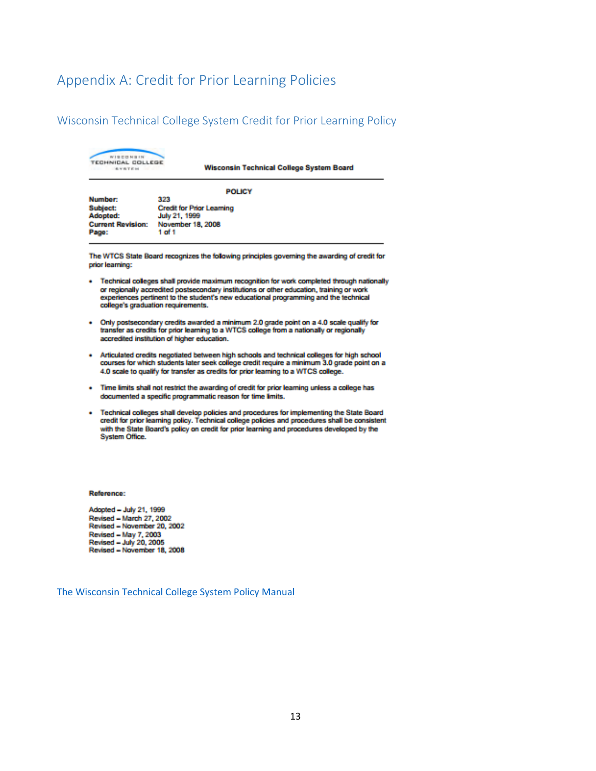# Appendix A: Credit for Prior Learning Policies

## Wisconsin Technical College System Credit for Prior Learning Policy

WISCONSIN TECHNICAL COLLEGE SYSTEM

**Wisconsin Technical College System Board**

**POLICY**

| | |
|---|---|
| **Number:** | 323 |
| **Subject:** | Credit for Prior Learning |
| **Adopted:** | July 21, 1999 |
| **Current Revision:** | November 18, 2008 |
| **Page:** | 1 of 1 |

The WTCS State Board recognizes the following principles governing the awarding of credit for prior learning:

- Technical colleges shall provide maximum recognition for work completed through nationally or regionally accredited postsecondary institutions or other education, training or work experiences pertinent to the student's new educational programming and the technical college's graduation requirements.
- Only postsecondary credits awarded a minimum 2.0 grade point on a 4.0 scale qualify for transfer as credits for prior learning to a WTCS college from a nationally or regionally accredited institution of higher education.
- Articulated credits negotiated between high schools and technical colleges for high school courses for which students later seek college credit require a minimum 3.0 grade point on a 4.0 scale to qualify for transfer as credits for prior learning to a WTCS college.
- Time limits shall not restrict the awarding of credit for prior learning unless a college has documented a specific programmatic reason for time limits.
- Technical colleges shall develop policies and procedures for implementing the State Board credit for prior learning policy. Technical college policies and procedures shall be consistent with the State Board's policy on credit for prior learning and procedures developed by the System Office.

**Reference:**

Adopted – July 21, 1999
Revised – March 27, 2002
Revised – November 20, 2002
Revised – May 7, 2003
Revised – July 20, 2005
Revised – November 18, 2008

The Wisconsin Technical College System Policy Manual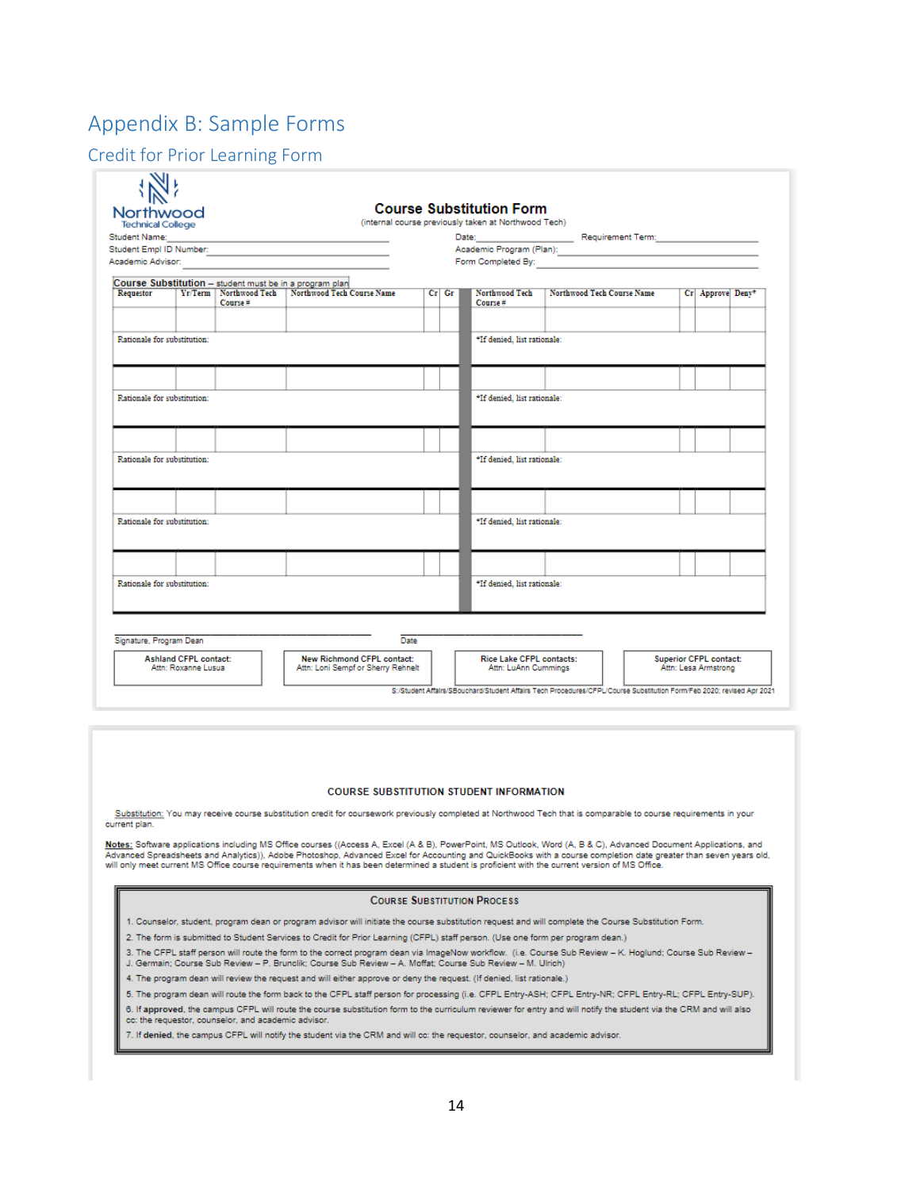# Appendix B: Sample Forms

## Credit for Prior Learning Form

Northwood Technical College

**Course Substitution Form**

(internal course previously taken at Northwood Tech)

Student Name: ____________________ Date: ____________ Requirement Term: ____________

Student Empl ID Number: ____________________ Academic Program (Plan): ____________________

Academic Advisor: ____________________ Form Completed By: ____________________

**Course Substitution** – student must be in a program plan

| Requestor | Yr/Term | Northwood Tech Course # | Northwood Tech Course Name | Cr | Gr | Northwood Tech Course # | Northwood Tech Course Name | Cr | Approve | Deny* |
|---|---|---|---|---|---|---|---|---|---|---|
| | | | | | | | | | | |
| Rationale for substitution: | | | | | | *If denied, list rationale: | | | | |
| | | | | | | | | | | |
| Rationale for substitution: | | | | | | *If denied, list rationale: | | | | |
| | | | | | | | | | | |
| Rationale for substitution: | | | | | | *If denied, list rationale: | | | | |
| | | | | | | | | | | |
| Rationale for substitution: | | | | | | *If denied, list rationale: | | | | |
| | | | | | | | | | | |
| Rationale for substitution: | | | | | | *If denied, list rationale: | | | | |

Signature, Program Dean ____________________ Date ____________

| Ashland CFPL contact: Attn: Roxanne Lusua | New Richmond CFPL contact: Attn: Loni Sempf or Sherry Rehnelt | Rice Lake CFPL contacts: Attn: LuAnn Cummings | Superior CFPL contact: Attn: Lesa Armstrong |
|---|---|---|---|

S:/Student Affairs/SBouchard/Student Affairs Tech Procedures/CFPL/Course Substitution Form/Feb 2020; revised Apr 2021

**COURSE SUBSTITUTION STUDENT INFORMATION**

Substitution: You may receive course substitution credit for coursework previously completed at Northwood Tech that is comparable to course requirements in your current plan.

**Notes:** Software applications including MS Office courses ((Access A, Excel (A & B), PowerPoint, MS Outlook, Word (A, B & C), Advanced Document Applications, and Advanced Spreadsheets and Analytics)), Adobe Photoshop, Advanced Excel for Accounting and QuickBooks with a course completion date greater than seven years old, will only meet current MS Office course requirements when it has been determined a student is proficient with the current version of MS Office.

**COURSE SUBSTITUTION PROCESS**

1. Counselor, student, program dean or program advisor will initiate the course substitution request and will complete the Course Substitution Form.
2. The form is submitted to Student Services to Credit for Prior Learning (CFPL) staff person. (Use one form per program dean.)
3. The CFPL staff person will route the form to the correct program dean via ImageNow workflow. (i.e. Course Sub Review – K. Hoglund; Course Sub Review – J. Germain; Course Sub Review – P. Brunclik; Course Sub Review – A. Moffat; Course Sub Review – M. Ulrich)
4. The program dean will review the request and will either approve or deny the request. (If denied, list rationale.)
5. The program dean will route the form back to the CFPL staff person for processing (i.e. CFPL Entry-ASH; CFPL Entry-NR; CFPL Entry-RL; CFPL Entry-SUP).
6. If **approved**, the campus CFPL will route the course substitution form to the curriculum reviewer for entry and will notify the student via the CRM and will also cc: the requestor, counselor, and academic advisor.
7. If **denied**, the campus CFPL will notify the student via the CRM and will cc: the requestor, counselor, and academic advisor.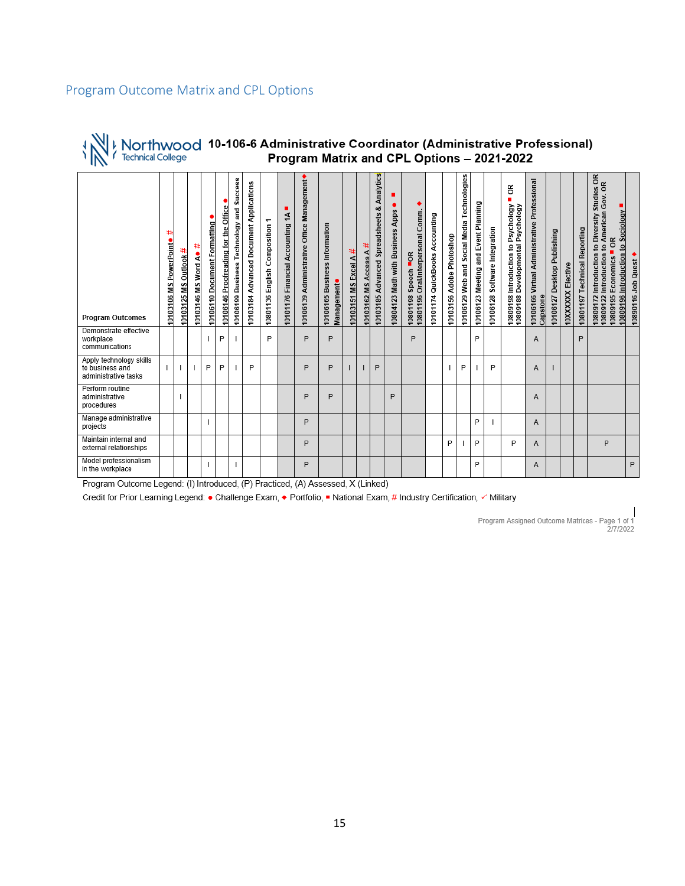## Program Outcome Matrix and CPL Options

**Northwood Technical College**

**10-106-6 Administrative Coordinator (Administrative Professional)**
**Program Matrix and CPL Options – 2021-2022**

| Program Outcomes | 10103106 MS PowerPoint● # | 10103125 MS Outlook # | 10103146 MS Word A● # | 10106110 Document Formatting ● | 10106146 Proofreading for the Office ● | 10106199 Business Technology and Success | 10103184 Advanced Document Applications | 10801136 English Composition 1 | 10101176 Financial Accounting 1A ■ | 10106139 Administrative Office Management◆ | 10106165 Business Information Management● | 10103151 MS Excel A # | 10103162 MS Access A # | 10103185 Advanced Spreadsheets & Analytics | 10804123 Math with Business Apps ● ■ | 10801198 Speech ■ OR 10801196 Oral/Interpersonal Comm. ◆ | 10101174 QuickBooks Accounting | 10103156 Adobe Photoshop | 10106129 Web and Social Media Technologies | 10106123 Meeting and Event Planning | 10106128 Software Integration | 10809198 Introduction to Psychology ■ OR 10809188 Developmental Psychology | 10106166 Virtual Administrative Professional Capstone | 10106127 Desktop Publishing | 10XXXXXX Elective | 10801197 Technical Reporting | 10809172 Introduction to Diversity Studies OR 10809122 Introduction to American Gov. OR 10809195 Economics ■ OR 10809196 Introduction to Sociology ■ | 10890116 Job Quest ◆ |
|---|---|---|---|---|---|---|---|---|---|---|---|---|---|---|---|---|---|---|---|---|---|---|---|---|---|---|---|---|
| Demonstrate effective workplace communications | | | | I | P | I | | P | | P | P | | | | | P | | | | P | | | A | | | P | | |
| Apply technology skills to business and administrative tasks | I | I | I | P | P | I | P | | | P | P | I | I | P | | | | I | P | I | P | | A | I | | | | |
| Perform routine administrative procedures | | I | | | | | | | | P | P | | | | P | | | | | | | | A | | | | | |
| Manage administrative projects | | | | I | | | | | | P | | | | | | | | | | P | I | | A | | | | | |
| Maintain internal and external relationships | | | | | | | | | | P | | | | | | | | P | I | P | | P | A | | | | P | |
| Model professionalism in the workplace | | | | I | | I | | | | P | | | | | | | | | | P | | | A | | | | | P |

Program Outcome Legend: (I) Introduced, (P) Practiced, (A) Assessed, X (Linked)

Credit for Prior Learning Legend: ● Challenge Exam, ◆ Portfolio, ■ National Exam, # Industry Certification, ✓ Military

Program Assigned Outcome Matrices - Page 1 of 1
2/7/2022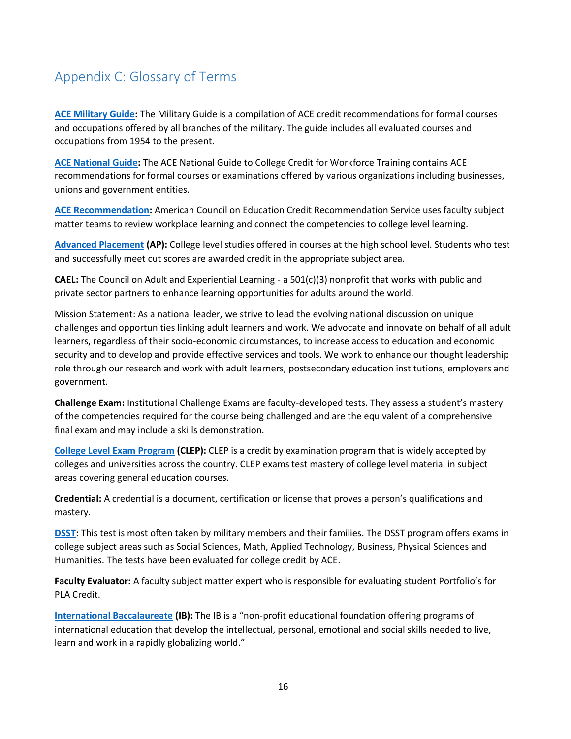## Appendix C: Glossary of Terms

**ACE Military Guide:** The Military Guide is a compilation of ACE credit recommendations for formal courses and occupations offered by all branches of the military. The guide includes all evaluated courses and occupations from 1954 to the present.

**ACE National Guide:** The ACE National Guide to College Credit for Workforce Training contains ACE recommendations for formal courses or examinations offered by various organizations including businesses, unions and government entities.

**ACE Recommendation:** American Council on Education Credit Recommendation Service uses faculty subject matter teams to review workplace learning and connect the competencies to college level learning.

**Advanced Placement (AP):** College level studies offered in courses at the high school level. Students who test and successfully meet cut scores are awarded credit in the appropriate subject area.

**CAEL:** The Council on Adult and Experiential Learning - a 501(c)(3) nonprofit that works with public and private sector partners to enhance learning opportunities for adults around the world.

Mission Statement: As a national leader, we strive to lead the evolving national discussion on unique challenges and opportunities linking adult learners and work. We advocate and innovate on behalf of all adult learners, regardless of their socio-economic circumstances, to increase access to education and economic security and to develop and provide effective services and tools. We work to enhance our thought leadership role through our research and work with adult learners, postsecondary education institutions, employers and government.

**Challenge Exam:** Institutional Challenge Exams are faculty-developed tests. They assess a student's mastery of the competencies required for the course being challenged and are the equivalent of a comprehensive final exam and may include a skills demonstration.

**College Level Exam Program (CLEP):** CLEP is a credit by examination program that is widely accepted by colleges and universities across the country. CLEP exams test mastery of college level material in subject areas covering general education courses.

**Credential:** A credential is a document, certification or license that proves a person's qualifications and mastery.

**DSST:** This test is most often taken by military members and their families. The DSST program offers exams in college subject areas such as Social Sciences, Math, Applied Technology, Business, Physical Sciences and Humanities. The tests have been evaluated for college credit by ACE.

**Faculty Evaluator:** A faculty subject matter expert who is responsible for evaluating student Portfolio's for PLA Credit.

**International Baccalaureate (IB):** The IB is a "non-profit educational foundation offering programs of international education that develop the intellectual, personal, emotional and social skills needed to live, learn and work in a rapidly globalizing world."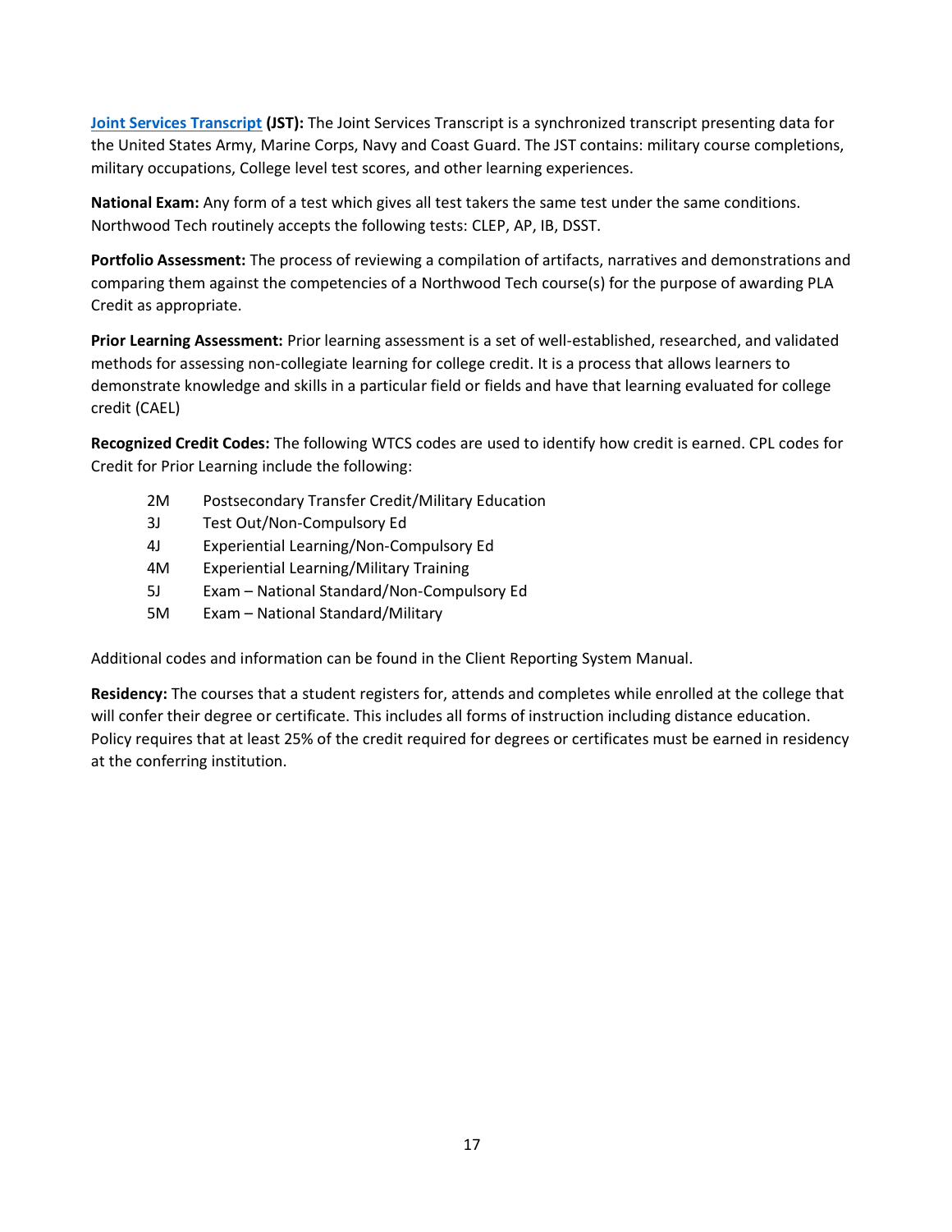**[Joint Services Transcript](#) (JST):** The Joint Services Transcript is a synchronized transcript presenting data for the United States Army, Marine Corps, Navy and Coast Guard. The JST contains: military course completions, military occupations, College level test scores, and other learning experiences.

**National Exam:** Any form of a test which gives all test takers the same test under the same conditions. Northwood Tech routinely accepts the following tests: CLEP, AP, IB, DSST.

**Portfolio Assessment:** The process of reviewing a compilation of artifacts, narratives and demonstrations and comparing them against the competencies of a Northwood Tech course(s) for the purpose of awarding PLA Credit as appropriate.

**Prior Learning Assessment:** Prior learning assessment is a set of well-established, researched, and validated methods for assessing non-collegiate learning for college credit. It is a process that allows learners to demonstrate knowledge and skills in a particular field or fields and have that learning evaluated for college credit (CAEL)

**Recognized Credit Codes:** The following WTCS codes are used to identify how credit is earned. CPL codes for Credit for Prior Learning include the following:

- 2M  Postsecondary Transfer Credit/Military Education
- 3J  Test Out/Non-Compulsory Ed
- 4J  Experiential Learning/Non-Compulsory Ed
- 4M  Experiential Learning/Military Training
- 5J  Exam – National Standard/Non-Compulsory Ed
- 5M  Exam – National Standard/Military

Additional codes and information can be found in the Client Reporting System Manual.

**Residency:** The courses that a student registers for, attends and completes while enrolled at the college that will confer their degree or certificate. This includes all forms of instruction including distance education. Policy requires that at least 25% of the credit required for degrees or certificates must be earned in residency at the conferring institution.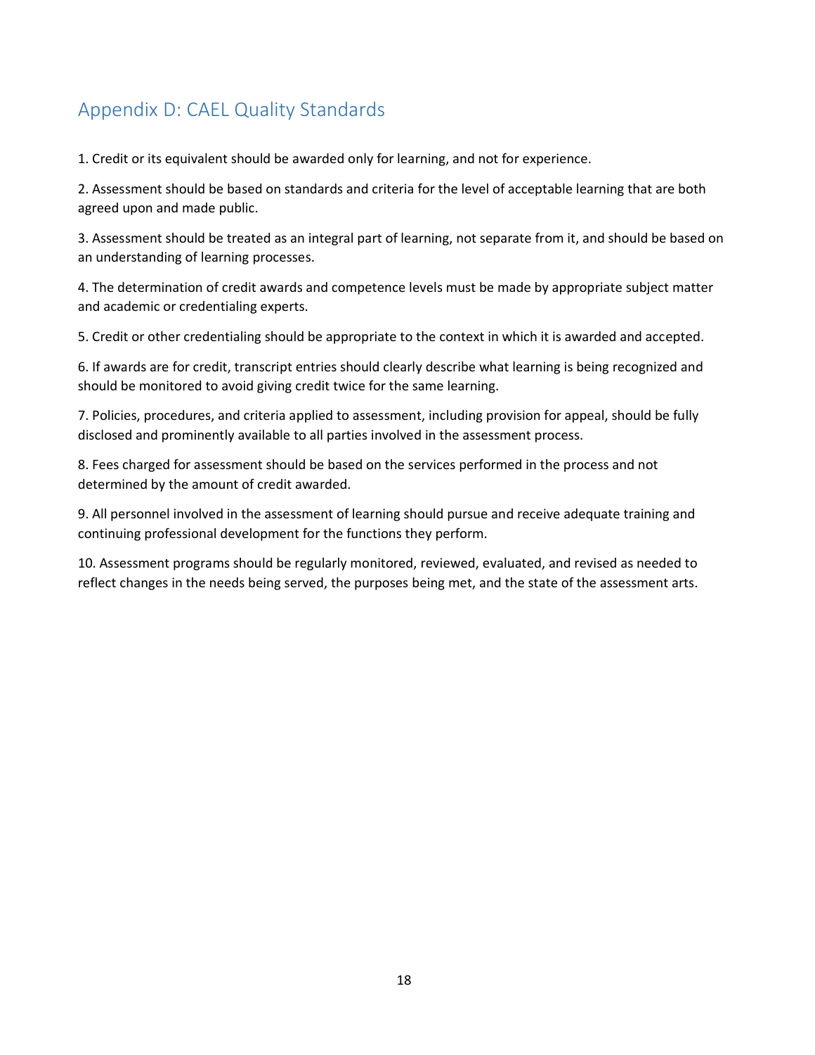## Appendix D: CAEL Quality Standards

1. Credit or its equivalent should be awarded only for learning, and not for experience.

2. Assessment should be based on standards and criteria for the level of acceptable learning that are both agreed upon and made public.

3. Assessment should be treated as an integral part of learning, not separate from it, and should be based on an understanding of learning processes.

4. The determination of credit awards and competence levels must be made by appropriate subject matter and academic or credentialing experts.

5. Credit or other credentialing should be appropriate to the context in which it is awarded and accepted.

6. If awards are for credit, transcript entries should clearly describe what learning is being recognized and should be monitored to avoid giving credit twice for the same learning.

7. Policies, procedures, and criteria applied to assessment, including provision for appeal, should be fully disclosed and prominently available to all parties involved in the assessment process.

8. Fees charged for assessment should be based on the services performed in the process and not determined by the amount of credit awarded.

9. All personnel involved in the assessment of learning should pursue and receive adequate training and continuing professional development for the functions they perform.

10. Assessment programs should be regularly monitored, reviewed, evaluated, and revised as needed to reflect changes in the needs being served, the purposes being met, and the state of the assessment arts.